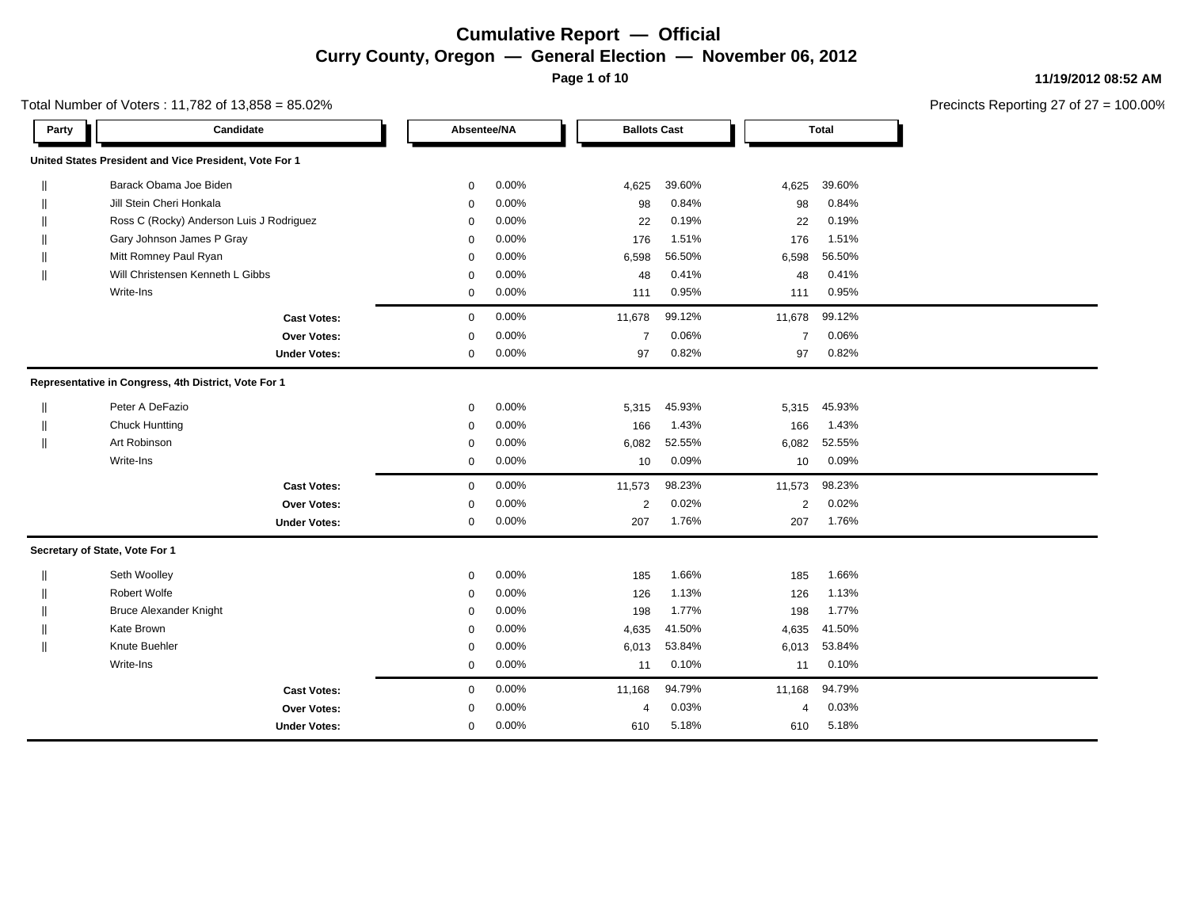# Cumulative Report — Official

## Curry County, Oregon — General Election — November 06, 2012

**11/19/2012 08:52 AM**

Total Number of Voters : 11,782 of 13,858 = 85.02%

Precincts Reporting 27 of 27 = 100.00%

| Party | Candidate | Absentee/NA | | Ballots Cast | | Total | |
|---|---|---|---|---|---|---|---|
| **United States President and Vice President, Vote For 1** | | | | | | | |
| \|\| | Barack Obama Joe Biden | 0 | 0.00% | 4,625 | 39.60% | 4,625 | 39.60% |
| \|\| | Jill Stein Cheri Honkala | 0 | 0.00% | 98 | 0.84% | 98 | 0.84% |
| \|\| | Ross C (Rocky) Anderson Luis J Rodriguez | 0 | 0.00% | 22 | 0.19% | 22 | 0.19% |
| \|\| | Gary Johnson James P Gray | 0 | 0.00% | 176 | 1.51% | 176 | 1.51% |
| \|\| | Mitt Romney Paul Ryan | 0 | 0.00% | 6,598 | 56.50% | 6,598 | 56.50% |
| \|\| | Will Christensen Kenneth L Gibbs | 0 | 0.00% | 48 | 0.41% | 48 | 0.41% |
| | Write-Ins | 0 | 0.00% | 111 | 0.95% | 111 | 0.95% |
| | **Cast Votes:** | 0 | 0.00% | 11,678 | 99.12% | 11,678 | 99.12% |
| | **Over Votes:** | 0 | 0.00% | 7 | 0.06% | 7 | 0.06% |
| | **Under Votes:** | 0 | 0.00% | 97 | 0.82% | 97 | 0.82% |
| **Representative in Congress, 4th District, Vote For 1** | | | | | | | |
| \|\| | Peter A DeFazio | 0 | 0.00% | 5,315 | 45.93% | 5,315 | 45.93% |
| \|\| | Chuck Huntting | 0 | 0.00% | 166 | 1.43% | 166 | 1.43% |
| \|\| | Art Robinson | 0 | 0.00% | 6,082 | 52.55% | 6,082 | 52.55% |
| | Write-Ins | 0 | 0.00% | 10 | 0.09% | 10 | 0.09% |
| | **Cast Votes:** | 0 | 0.00% | 11,573 | 98.23% | 11,573 | 98.23% |
| | **Over Votes:** | 0 | 0.00% | 2 | 0.02% | 2 | 0.02% |
| | **Under Votes:** | 0 | 0.00% | 207 | 1.76% | 207 | 1.76% |
| **Secretary of State, Vote For 1** | | | | | | | |
| \|\| | Seth Woolley | 0 | 0.00% | 185 | 1.66% | 185 | 1.66% |
| \|\| | Robert Wolfe | 0 | 0.00% | 126 | 1.13% | 126 | 1.13% |
| \|\| | Bruce Alexander Knight | 0 | 0.00% | 198 | 1.77% | 198 | 1.77% |
| \|\| | Kate Brown | 0 | 0.00% | 4,635 | 41.50% | 4,635 | 41.50% |
| \|\| | Knute Buehler | 0 | 0.00% | 6,013 | 53.84% | 6,013 | 53.84% |
| | Write-Ins | 0 | 0.00% | 11 | 0.10% | 11 | 0.10% |
| | **Cast Votes:** | 0 | 0.00% | 11,168 | 94.79% | 11,168 | 94.79% |
| | **Over Votes:** | 0 | 0.00% | 4 | 0.03% | 4 | 0.03% |
| | **Under Votes:** | 0 | 0.00% | 610 | 5.18% | 610 | 5.18% |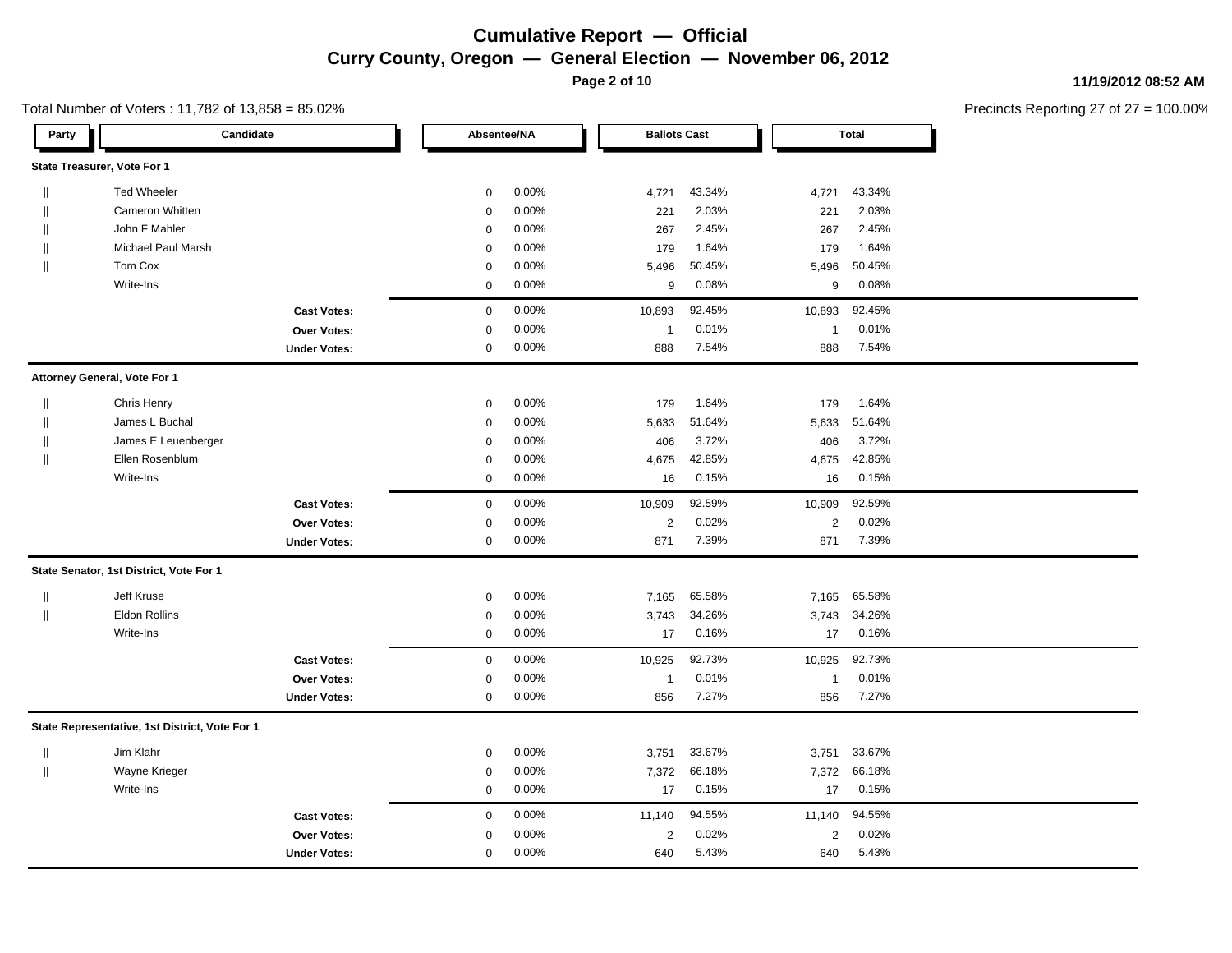# Cumulative Report — Official

## Curry County, Oregon — General Election — November 06, 2012

11/19/2012 08:52 AM

Total Number of Voters : 11,782 of 13,858 = 85.02%

Precincts Reporting 27 of 27 = 100.00%

| Party | Candidate | Absentee/NA | | Ballots Cast | | Total | |
|---|---|---|---|---|---|---|---|
| **State Treasurer, Vote For 1** | | | | | | | |
| \|\| | Ted Wheeler | 0 | 0.00% | 4,721 | 43.34% | 4,721 | 43.34% |
| \|\| | Cameron Whitten | 0 | 0.00% | 221 | 2.03% | 221 | 2.03% |
| \|\| | John F Mahler | 0 | 0.00% | 267 | 2.45% | 267 | 2.45% |
| \|\| | Michael Paul Marsh | 0 | 0.00% | 179 | 1.64% | 179 | 1.64% |
| \|\| | Tom Cox | 0 | 0.00% | 5,496 | 50.45% | 5,496 | 50.45% |
| | Write-Ins | 0 | 0.00% | 9 | 0.08% | 9 | 0.08% |
| | **Cast Votes:** | 0 | 0.00% | 10,893 | 92.45% | 10,893 | 92.45% |
| | **Over Votes:** | 0 | 0.00% | 1 | 0.01% | 1 | 0.01% |
| | **Under Votes:** | 0 | 0.00% | 888 | 7.54% | 888 | 7.54% |
| **Attorney General, Vote For 1** | | | | | | | |
| \|\| | Chris Henry | 0 | 0.00% | 179 | 1.64% | 179 | 1.64% |
| \|\| | James L Buchal | 0 | 0.00% | 5,633 | 51.64% | 5,633 | 51.64% |
| \|\| | James E Leuenberger | 0 | 0.00% | 406 | 3.72% | 406 | 3.72% |
| \|\| | Ellen Rosenblum | 0 | 0.00% | 4,675 | 42.85% | 4,675 | 42.85% |
| | Write-Ins | 0 | 0.00% | 16 | 0.15% | 16 | 0.15% |
| | **Cast Votes:** | 0 | 0.00% | 10,909 | 92.59% | 10,909 | 92.59% |
| | **Over Votes:** | 0 | 0.00% | 2 | 0.02% | 2 | 0.02% |
| | **Under Votes:** | 0 | 0.00% | 871 | 7.39% | 871 | 7.39% |
| **State Senator, 1st District, Vote For 1** | | | | | | | |
| \|\| | Jeff Kruse | 0 | 0.00% | 7,165 | 65.58% | 7,165 | 65.58% |
| \|\| | Eldon Rollins | 0 | 0.00% | 3,743 | 34.26% | 3,743 | 34.26% |
| | Write-Ins | 0 | 0.00% | 17 | 0.16% | 17 | 0.16% |
| | **Cast Votes:** | 0 | 0.00% | 10,925 | 92.73% | 10,925 | 92.73% |
| | **Over Votes:** | 0 | 0.00% | 1 | 0.01% | 1 | 0.01% |
| | **Under Votes:** | 0 | 0.00% | 856 | 7.27% | 856 | 7.27% |
| **State Representative, 1st District, Vote For 1** | | | | | | | |
| \|\| | Jim Klahr | 0 | 0.00% | 3,751 | 33.67% | 3,751 | 33.67% |
| \|\| | Wayne Krieger | 0 | 0.00% | 7,372 | 66.18% | 7,372 | 66.18% |
| | Write-Ins | 0 | 0.00% | 17 | 0.15% | 17 | 0.15% |
| | **Cast Votes:** | 0 | 0.00% | 11,140 | 94.55% | 11,140 | 94.55% |
| | **Over Votes:** | 0 | 0.00% | 2 | 0.02% | 2 | 0.02% |
| | **Under Votes:** | 0 | 0.00% | 640 | 5.43% | 640 | 5.43% |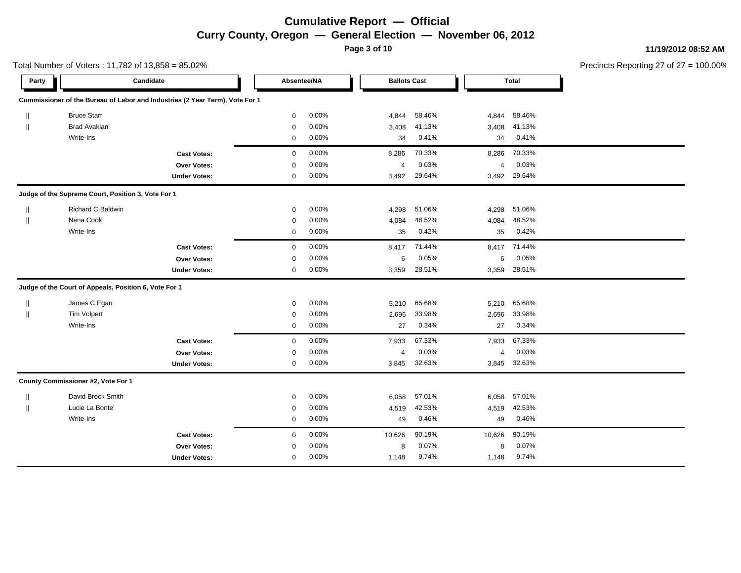# Cumulative Report — Official

## Curry County, Oregon — General Election — November 06, 2012

11/19/2012 08:52 AM

Total Number of Voters : 11,782 of 13,858 = 85.02%

Precincts Reporting 27 of 27 = 100.00%

| Party | Candidate | Absentee/NA | | Ballots Cast | | Total | |
|---|---|---|---|---|---|---|---|
| **Commissioner of the Bureau of Labor and Industries (2 Year Term), Vote For 1** | | | | | | | |
| \|\| | Bruce Starr | 0 | 0.00% | 4,844 | 58.46% | 4,844 | 58.46% |
| \|\| | Brad Avakian | 0 | 0.00% | 3,408 | 41.13% | 3,408 | 41.13% |
| | Write-Ins | 0 | 0.00% | 34 | 0.41% | 34 | 0.41% |
| | **Cast Votes:** | 0 | 0.00% | 8,286 | 70.33% | 8,286 | 70.33% |
| | **Over Votes:** | 0 | 0.00% | 4 | 0.03% | 4 | 0.03% |
| | **Under Votes:** | 0 | 0.00% | 3,492 | 29.64% | 3,492 | 29.64% |
| **Judge of the Supreme Court, Position 3, Vote For 1** | | | | | | | |
| \|\| | Richard C Baldwin | 0 | 0.00% | 4,298 | 51.06% | 4,298 | 51.06% |
| \|\| | Nena Cook | 0 | 0.00% | 4,084 | 48.52% | 4,084 | 48.52% |
| | Write-Ins | 0 | 0.00% | 35 | 0.42% | 35 | 0.42% |
| | **Cast Votes:** | 0 | 0.00% | 8,417 | 71.44% | 8,417 | 71.44% |
| | **Over Votes:** | 0 | 0.00% | 6 | 0.05% | 6 | 0.05% |
| | **Under Votes:** | 0 | 0.00% | 3,359 | 28.51% | 3,359 | 28.51% |
| **Judge of the Court of Appeals, Position 6, Vote For 1** | | | | | | | |
| \|\| | James C Egan | 0 | 0.00% | 5,210 | 65.68% | 5,210 | 65.68% |
| \|\| | Tim Volpert | 0 | 0.00% | 2,696 | 33.98% | 2,696 | 33.98% |
| | Write-Ins | 0 | 0.00% | 27 | 0.34% | 27 | 0.34% |
| | **Cast Votes:** | 0 | 0.00% | 7,933 | 67.33% | 7,933 | 67.33% |
| | **Over Votes:** | 0 | 0.00% | 4 | 0.03% | 4 | 0.03% |
| | **Under Votes:** | 0 | 0.00% | 3,845 | 32.63% | 3,845 | 32.63% |
| **County Commissioner #2, Vote For 1** | | | | | | | |
| \|\| | David Brock Smith | 0 | 0.00% | 6,058 | 57.01% | 6,058 | 57.01% |
| \|\| | Lucie La Bonte' | 0 | 0.00% | 4,519 | 42.53% | 4,519 | 42.53% |
| | Write-Ins | 0 | 0.00% | 49 | 0.46% | 49 | 0.46% |
| | **Cast Votes:** | 0 | 0.00% | 10,626 | 90.19% | 10,626 | 90.19% |
| | **Over Votes:** | 0 | 0.00% | 8 | 0.07% | 8 | 0.07% |
| | **Under Votes:** | 0 | 0.00% | 1,148 | 9.74% | 1,148 | 9.74% |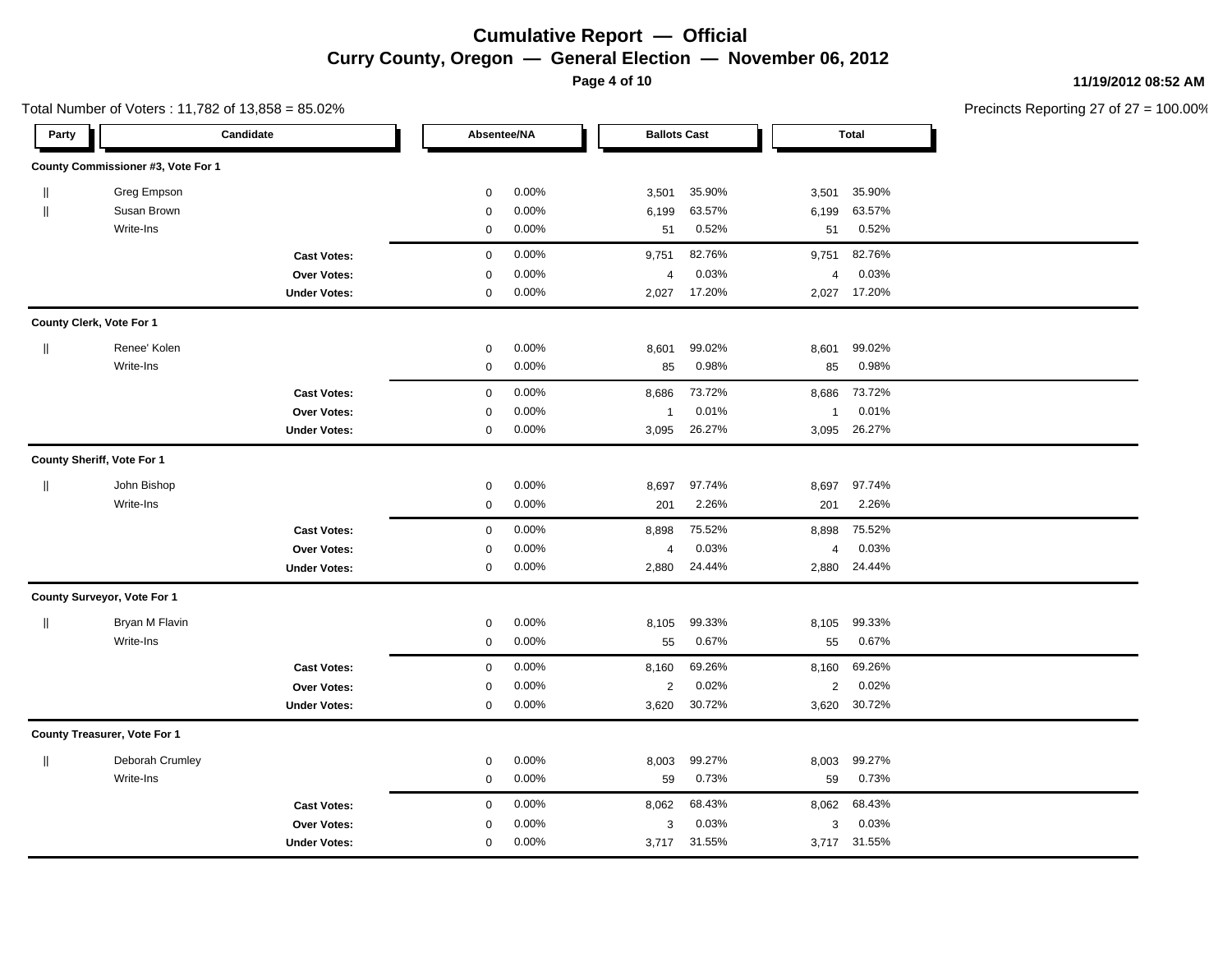# Cumulative Report — Official

## Curry County, Oregon — General Election — November 06, 2012

11/19/2012 08:52 AM

Total Number of Voters : 11,782 of 13,858 = 85.02%

Precincts Reporting 27 of 27 = 100.00%

| Party | Candidate | Absentee/NA | | Ballots Cast | | Total | |
|---|---|---|---|---|---|---|---|
| **County Commissioner #3, Vote For 1** | | | | | | | |
| \|\| | Greg Empson | 0 | 0.00% | 3,501 | 35.90% | 3,501 | 35.90% |
| \|\| | Susan Brown | 0 | 0.00% | 6,199 | 63.57% | 6,199 | 63.57% |
| | Write-Ins | 0 | 0.00% | 51 | 0.52% | 51 | 0.52% |
| | **Cast Votes:** | 0 | 0.00% | 9,751 | 82.76% | 9,751 | 82.76% |
| | **Over Votes:** | 0 | 0.00% | 4 | 0.03% | 4 | 0.03% |
| | **Under Votes:** | 0 | 0.00% | 2,027 | 17.20% | 2,027 | 17.20% |
| **County Clerk, Vote For 1** | | | | | | | |
| \|\| | Renee' Kolen | 0 | 0.00% | 8,601 | 99.02% | 8,601 | 99.02% |
| | Write-Ins | 0 | 0.00% | 85 | 0.98% | 85 | 0.98% |
| | **Cast Votes:** | 0 | 0.00% | 8,686 | 73.72% | 8,686 | 73.72% |
| | **Over Votes:** | 0 | 0.00% | 1 | 0.01% | 1 | 0.01% |
| | **Under Votes:** | 0 | 0.00% | 3,095 | 26.27% | 3,095 | 26.27% |
| **County Sheriff, Vote For 1** | | | | | | | |
| \|\| | John Bishop | 0 | 0.00% | 8,697 | 97.74% | 8,697 | 97.74% |
| | Write-Ins | 0 | 0.00% | 201 | 2.26% | 201 | 2.26% |
| | **Cast Votes:** | 0 | 0.00% | 8,898 | 75.52% | 8,898 | 75.52% |
| | **Over Votes:** | 0 | 0.00% | 4 | 0.03% | 4 | 0.03% |
| | **Under Votes:** | 0 | 0.00% | 2,880 | 24.44% | 2,880 | 24.44% |
| **County Surveyor, Vote For 1** | | | | | | | |
| \|\| | Bryan M Flavin | 0 | 0.00% | 8,105 | 99.33% | 8,105 | 99.33% |
| | Write-Ins | 0 | 0.00% | 55 | 0.67% | 55 | 0.67% |
| | **Cast Votes:** | 0 | 0.00% | 8,160 | 69.26% | 8,160 | 69.26% |
| | **Over Votes:** | 0 | 0.00% | 2 | 0.02% | 2 | 0.02% |
| | **Under Votes:** | 0 | 0.00% | 3,620 | 30.72% | 3,620 | 30.72% |
| **County Treasurer, Vote For 1** | | | | | | | |
| \|\| | Deborah Crumley | 0 | 0.00% | 8,003 | 99.27% | 8,003 | 99.27% |
| | Write-Ins | 0 | 0.00% | 59 | 0.73% | 59 | 0.73% |
| | **Cast Votes:** | 0 | 0.00% | 8,062 | 68.43% | 8,062 | 68.43% |
| | **Over Votes:** | 0 | 0.00% | 3 | 0.03% | 3 | 0.03% |
| | **Under Votes:** | 0 | 0.00% | 3,717 | 31.55% | 3,717 | 31.55% |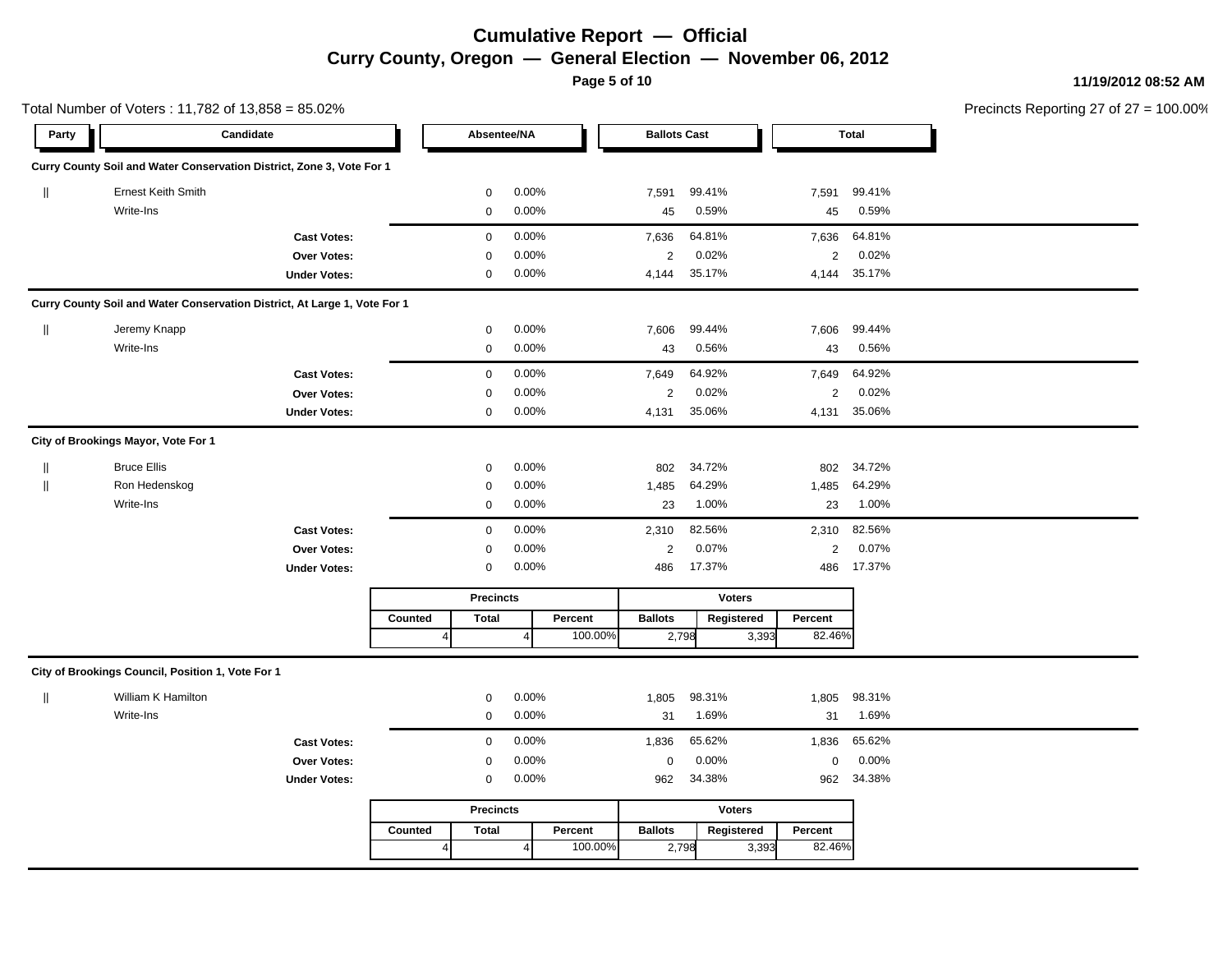# Cumulative Report — Official

## Curry County, Oregon — General Election — November 06, 2012

**11/19/2012 08:52 AM**

Total Number of Voters : 11,782 of 13,858 = 85.02%

Precincts Reporting 27 of 27 = 100.00%

### Curry County Soil and Water Conservation District, Zone 3, Vote For 1

| Party | Candidate | Absentee/NA | | Ballots Cast | | Total | |
|---|---|---|---|---|---|---|---|
| || | Ernest Keith Smith | 0 | 0.00% | 7,591 | 99.41% | 7,591 | 99.41% |
| | Write-Ins | 0 | 0.00% | 45 | 0.59% | 45 | 0.59% |
| | **Cast Votes:** | 0 | 0.00% | 7,636 | 64.81% | 7,636 | 64.81% |
| | **Over Votes:** | 0 | 0.00% | 2 | 0.02% | 2 | 0.02% |
| | **Under Votes:** | 0 | 0.00% | 4,144 | 35.17% | 4,144 | 35.17% |

### Curry County Soil and Water Conservation District, At Large 1, Vote For 1

| Party | Candidate | Absentee/NA | | Ballots Cast | | Total | |
|---|---|---|---|---|---|---|---|
| || | Jeremy Knapp | 0 | 0.00% | 7,606 | 99.44% | 7,606 | 99.44% |
| | Write-Ins | 0 | 0.00% | 43 | 0.56% | 43 | 0.56% |
| | **Cast Votes:** | 0 | 0.00% | 7,649 | 64.92% | 7,649 | 64.92% |
| | **Over Votes:** | 0 | 0.00% | 2 | 0.02% | 2 | 0.02% |
| | **Under Votes:** | 0 | 0.00% | 4,131 | 35.06% | 4,131 | 35.06% |

### City of Brookings Mayor, Vote For 1

| Party | Candidate | Absentee/NA | | Ballots Cast | | Total | |
|---|---|---|---|---|---|---|---|
| || | Bruce Ellis | 0 | 0.00% | 802 | 34.72% | 802 | 34.72% |
| || | Ron Hedenskog | 0 | 0.00% | 1,485 | 64.29% | 1,485 | 64.29% |
| | Write-Ins | 0 | 0.00% | 23 | 1.00% | 23 | 1.00% |
| | **Cast Votes:** | 0 | 0.00% | 2,310 | 82.56% | 2,310 | 82.56% |
| | **Over Votes:** | 0 | 0.00% | 2 | 0.07% | 2 | 0.07% |
| | **Under Votes:** | 0 | 0.00% | 486 | 17.37% | 486 | 17.37% |

| Precincts | | | Voters | | |
|---|---|---|---|---|---|
| Counted | Total | Percent | Ballots | Registered | Percent |
| 4 | 4 | 100.00% | 2,798 | 3,393 | 82.46% |

### City of Brookings Council, Position 1, Vote For 1

| Party | Candidate | Absentee/NA | | Ballots Cast | | Total | |
|---|---|---|---|---|---|---|---|
| || | William K Hamilton | 0 | 0.00% | 1,805 | 98.31% | 1,805 | 98.31% |
| | Write-Ins | 0 | 0.00% | 31 | 1.69% | 31 | 1.69% |
| | **Cast Votes:** | 0 | 0.00% | 1,836 | 65.62% | 1,836 | 65.62% |
| | **Over Votes:** | 0 | 0.00% | 0 | 0.00% | 0 | 0.00% |
| | **Under Votes:** | 0 | 0.00% | 962 | 34.38% | 962 | 34.38% |

| Precincts | | | Voters | | |
|---|---|---|---|---|---|
| Counted | Total | Percent | Ballots | Registered | Percent |
| 4 | 4 | 100.00% | 2,798 | 3,393 | 82.46% |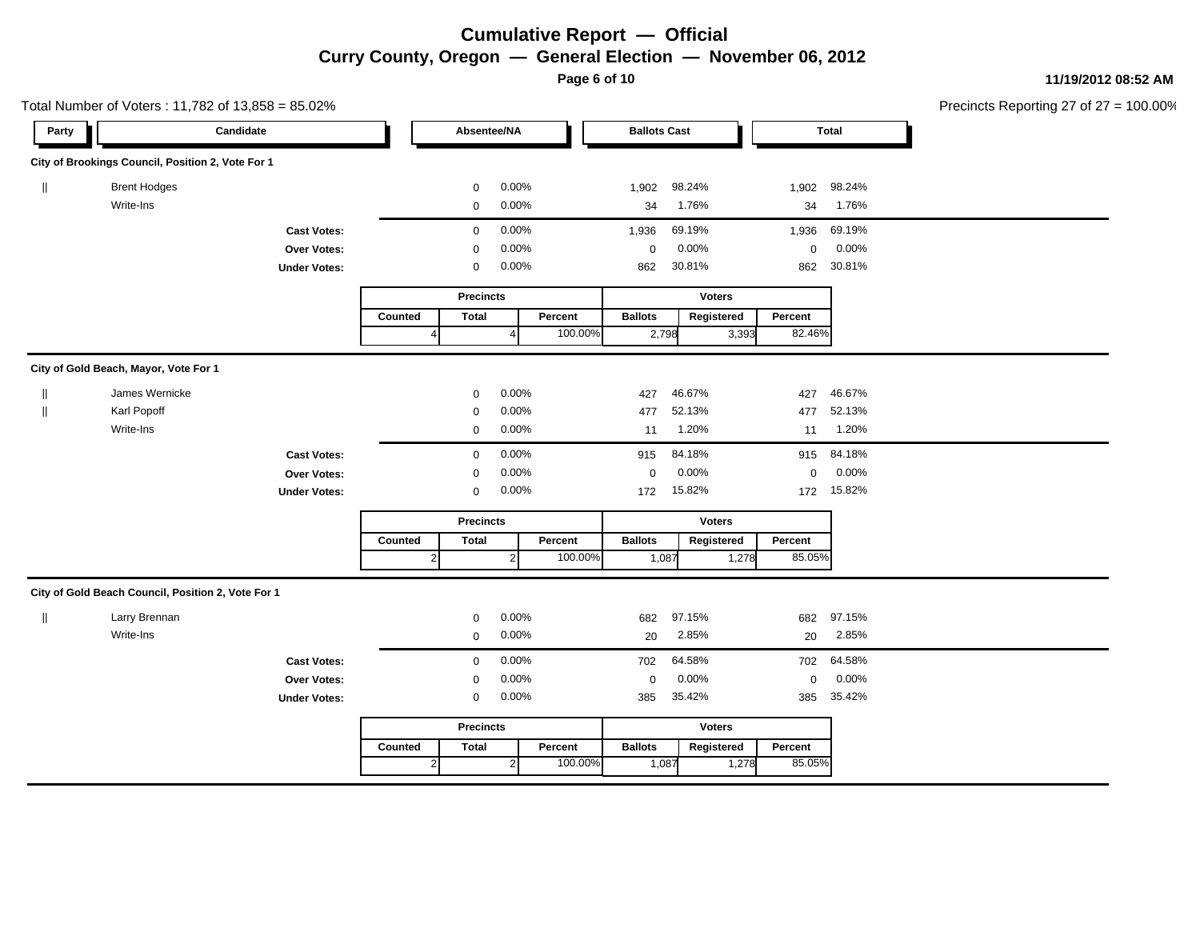# Cumulative Report — Official

## Curry County, Oregon — General Election — November 06, 2012

11/19/2012 08:52 AM

Total Number of Voters : 11,782 of 13,858 = 85.02%

Precincts Reporting 27 of 27 = 100.00%

### City of Brookings Council, Position 2, Vote For 1

| Party | Candidate | Absentee/NA | | Ballots Cast | | Total | |
|---|---|---|---|---|---|---|---|
| \|\| | Brent Hodges | 0 | 0.00% | 1,902 | 98.24% | 1,902 | 98.24% |
| | Write-Ins | 0 | 0.00% | 34 | 1.76% | 34 | 1.76% |
| | **Cast Votes:** | 0 | 0.00% | 1,936 | 69.19% | 1,936 | 69.19% |
| | **Over Votes:** | 0 | 0.00% | 0 | 0.00% | 0 | 0.00% |
| | **Under Votes:** | 0 | 0.00% | 862 | 30.81% | 862 | 30.81% |

| Precincts | | | Voters | | |
|---|---|---|---|---|---|
| Counted | Total | Percent | Ballots | Registered | Percent |
| 4 | 4 | 100.00% | 2,798 | 3,393 | 82.46% |

### City of Gold Beach, Mayor, Vote For 1

| Party | Candidate | Absentee/NA | | Ballots Cast | | Total | |
|---|---|---|---|---|---|---|---|
| \|\| | James Wernicke | 0 | 0.00% | 427 | 46.67% | 427 | 46.67% |
| \|\| | Karl Popoff | 0 | 0.00% | 477 | 52.13% | 477 | 52.13% |
| | Write-Ins | 0 | 0.00% | 11 | 1.20% | 11 | 1.20% |
| | **Cast Votes:** | 0 | 0.00% | 915 | 84.18% | 915 | 84.18% |
| | **Over Votes:** | 0 | 0.00% | 0 | 0.00% | 0 | 0.00% |
| | **Under Votes:** | 0 | 0.00% | 172 | 15.82% | 172 | 15.82% |

| Precincts | | | Voters | | |
|---|---|---|---|---|---|
| Counted | Total | Percent | Ballots | Registered | Percent |
| 2 | 2 | 100.00% | 1,087 | 1,278 | 85.05% |

### City of Gold Beach Council, Position 2, Vote For 1

| Party | Candidate | Absentee/NA | | Ballots Cast | | Total | |
|---|---|---|---|---|---|---|---|
| \|\| | Larry Brennan | 0 | 0.00% | 682 | 97.15% | 682 | 97.15% |
| | Write-Ins | 0 | 0.00% | 20 | 2.85% | 20 | 2.85% |
| | **Cast Votes:** | 0 | 0.00% | 702 | 64.58% | 702 | 64.58% |
| | **Over Votes:** | 0 | 0.00% | 0 | 0.00% | 0 | 0.00% |
| | **Under Votes:** | 0 | 0.00% | 385 | 35.42% | 385 | 35.42% |

| Precincts | | | Voters | | |
|---|---|---|---|---|---|
| Counted | Total | Percent | Ballots | Registered | Percent |
| 2 | 2 | 100.00% | 1,087 | 1,278 | 85.05% |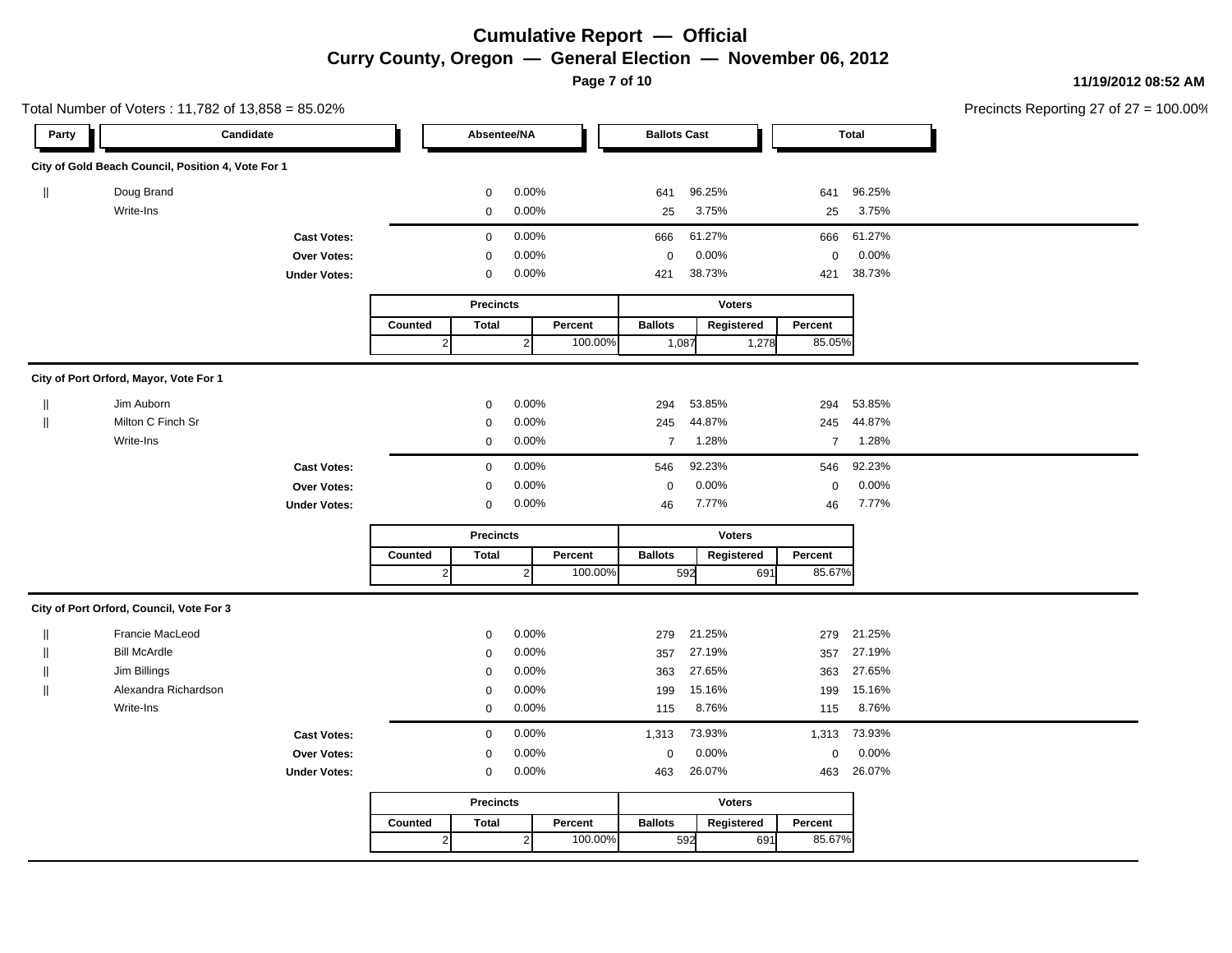# Cumulative Report — Official

## Curry County, Oregon — General Election — November 06, 2012

11/19/2012 08:52 AM

Total Number of Voters : 11,782 of 13,858 = 85.02%

Precincts Reporting 27 of 27 = 100.00%

### City of Gold Beach Council, Position 4, Vote For 1

| Party | Candidate | Absentee/NA | | Ballots Cast | | Total | |
|---|---|---|---|---|---|---|---|
| || | Doug Brand | 0 | 0.00% | 641 | 96.25% | 641 | 96.25% |
| | Write-Ins | 0 | 0.00% | 25 | 3.75% | 25 | 3.75% |
| | **Cast Votes:** | 0 | 0.00% | 666 | 61.27% | 666 | 61.27% |
| | **Over Votes:** | 0 | 0.00% | 0 | 0.00% | 0 | 0.00% |
| | **Under Votes:** | 0 | 0.00% | 421 | 38.73% | 421 | 38.73% |

| Precincts | | | Voters | | |
|---|---|---|---|---|---|
| Counted | Total | Percent | Ballots | Registered | Percent |
| 2 | 2 | 100.00% | 1,087 | 1,278 | 85.05% |

### City of Port Orford, Mayor, Vote For 1

| Party | Candidate | Absentee/NA | | Ballots Cast | | Total | |
|---|---|---|---|---|---|---|---|
| || | Jim Auborn | 0 | 0.00% | 294 | 53.85% | 294 | 53.85% |
| || | Milton C Finch Sr | 0 | 0.00% | 245 | 44.87% | 245 | 44.87% |
| | Write-Ins | 0 | 0.00% | 7 | 1.28% | 7 | 1.28% |
| | **Cast Votes:** | 0 | 0.00% | 546 | 92.23% | 546 | 92.23% |
| | **Over Votes:** | 0 | 0.00% | 0 | 0.00% | 0 | 0.00% |
| | **Under Votes:** | 0 | 0.00% | 46 | 7.77% | 46 | 7.77% |

| Precincts | | | Voters | | |
|---|---|---|---|---|---|
| Counted | Total | Percent | Ballots | Registered | Percent |
| 2 | 2 | 100.00% | 592 | 691 | 85.67% |

### City of Port Orford, Council, Vote For 3

| Party | Candidate | Absentee/NA | | Ballots Cast | | Total | |
|---|---|---|---|---|---|---|---|
| || | Francie MacLeod | 0 | 0.00% | 279 | 21.25% | 279 | 21.25% |
| || | Bill McArdle | 0 | 0.00% | 357 | 27.19% | 357 | 27.19% |
| || | Jim Billings | 0 | 0.00% | 363 | 27.65% | 363 | 27.65% |
| || | Alexandra Richardson | 0 | 0.00% | 199 | 15.16% | 199 | 15.16% |
| | Write-Ins | 0 | 0.00% | 115 | 8.76% | 115 | 8.76% |
| | **Cast Votes:** | 0 | 0.00% | 1,313 | 73.93% | 1,313 | 73.93% |
| | **Over Votes:** | 0 | 0.00% | 0 | 0.00% | 0 | 0.00% |
| | **Under Votes:** | 0 | 0.00% | 463 | 26.07% | 463 | 26.07% |

| Precincts | | | Voters | | |
|---|---|---|---|---|---|
| Counted | Total | Percent | Ballots | Registered | Percent |
| 2 | 2 | 100.00% | 592 | 691 | 85.67% |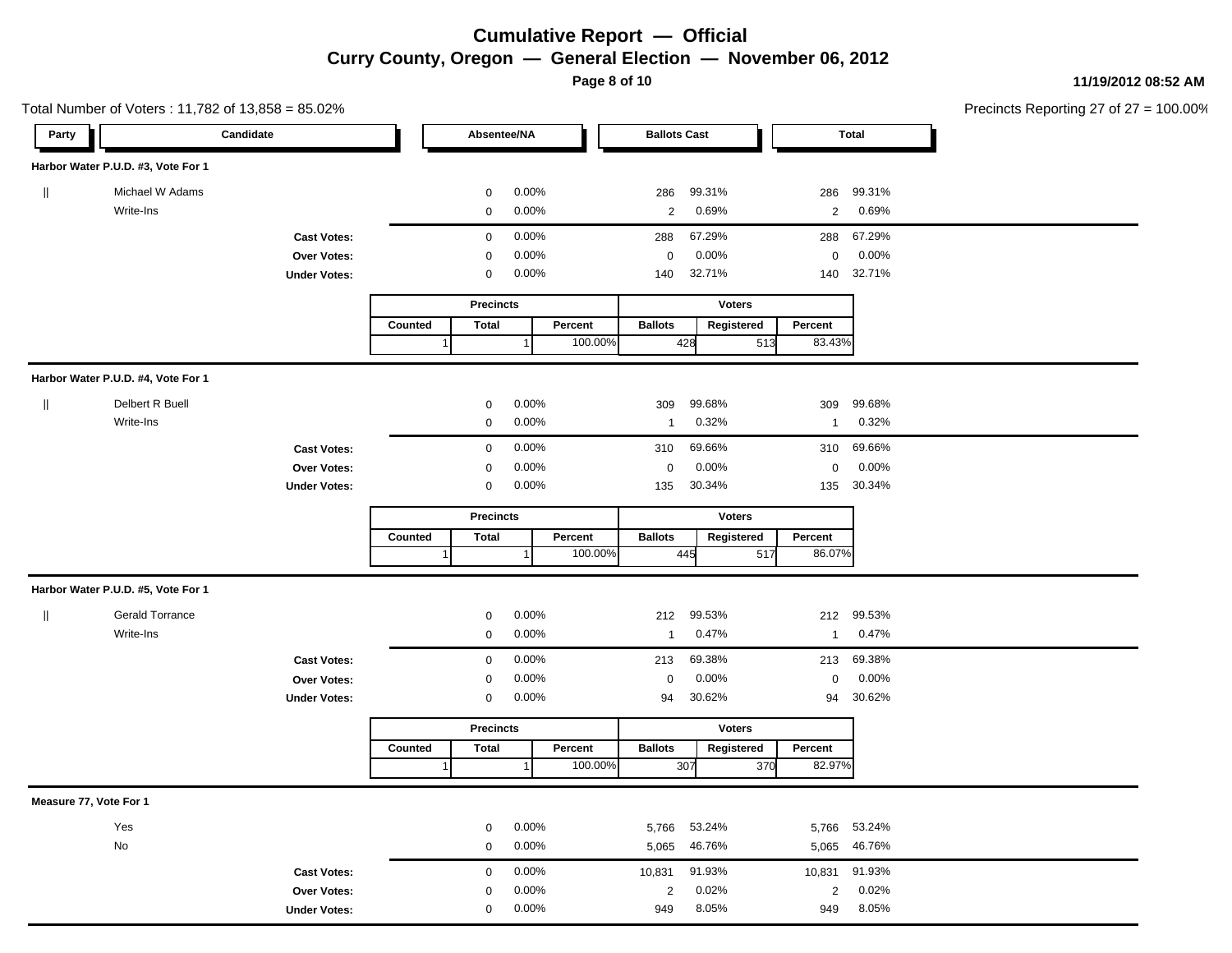# Cumulative Report — Official

## Curry County, Oregon — General Election — November 06, 2012

11/19/2012 08:52 AM

Total Number of Voters : 11,782 of 13,858 = 85.02%

Precincts Reporting 27 of 27 = 100.00%

### Harbor Water P.U.D. #3, Vote For 1

| Party | Candidate | Absentee/NA | | Ballots Cast | | Total | |
|---|---|---|---|---|---|---|---|
| ǁ | Michael W Adams | 0 | 0.00% | 286 | 99.31% | 286 | 99.31% |
| | Write-Ins | 0 | 0.00% | 2 | 0.69% | 2 | 0.69% |
| | **Cast Votes:** | 0 | 0.00% | 288 | 67.29% | 288 | 67.29% |
| | **Over Votes:** | 0 | 0.00% | 0 | 0.00% | 0 | 0.00% |
| | **Under Votes:** | 0 | 0.00% | 140 | 32.71% | 140 | 32.71% |

| Precincts | | | Voters | | |
|---|---|---|---|---|---|
| Counted | Total | Percent | Ballots | Registered | Percent |
| 1 | 1 | 100.00% | 428 | 513 | 83.43% |

### Harbor Water P.U.D. #4, Vote For 1

| Party | Candidate | Absentee/NA | | Ballots Cast | | Total | |
|---|---|---|---|---|---|---|---|
| ǁ | Delbert R Buell | 0 | 0.00% | 309 | 99.68% | 309 | 99.68% |
| | Write-Ins | 0 | 0.00% | 1 | 0.32% | 1 | 0.32% |
| | **Cast Votes:** | 0 | 0.00% | 310 | 69.66% | 310 | 69.66% |
| | **Over Votes:** | 0 | 0.00% | 0 | 0.00% | 0 | 0.00% |
| | **Under Votes:** | 0 | 0.00% | 135 | 30.34% | 135 | 30.34% |

| Precincts | | | Voters | | |
|---|---|---|---|---|---|
| Counted | Total | Percent | Ballots | Registered | Percent |
| 1 | 1 | 100.00% | 445 | 517 | 86.07% |

### Harbor Water P.U.D. #5, Vote For 1

| Party | Candidate | Absentee/NA | | Ballots Cast | | Total | |
|---|---|---|---|---|---|---|---|
| ǁ | Gerald Torrance | 0 | 0.00% | 212 | 99.53% | 212 | 99.53% |
| | Write-Ins | 0 | 0.00% | 1 | 0.47% | 1 | 0.47% |
| | **Cast Votes:** | 0 | 0.00% | 213 | 69.38% | 213 | 69.38% |
| | **Over Votes:** | 0 | 0.00% | 0 | 0.00% | 0 | 0.00% |
| | **Under Votes:** | 0 | 0.00% | 94 | 30.62% | 94 | 30.62% |

| Precincts | | | Voters | | |
|---|---|---|---|---|---|
| Counted | Total | Percent | Ballots | Registered | Percent |
| 1 | 1 | 100.00% | 307 | 370 | 82.97% |

### Measure 77, Vote For 1

| Party | Candidate | Absentee/NA | | Ballots Cast | | Total | |
|---|---|---|---|---|---|---|---|
| | Yes | 0 | 0.00% | 5,766 | 53.24% | 5,766 | 53.24% |
| | No | 0 | 0.00% | 5,065 | 46.76% | 5,065 | 46.76% |
| | **Cast Votes:** | 0 | 0.00% | 10,831 | 91.93% | 10,831 | 91.93% |
| | **Over Votes:** | 0 | 0.00% | 2 | 0.02% | 2 | 0.02% |
| | **Under Votes:** | 0 | 0.00% | 949 | 8.05% | 949 | 8.05% |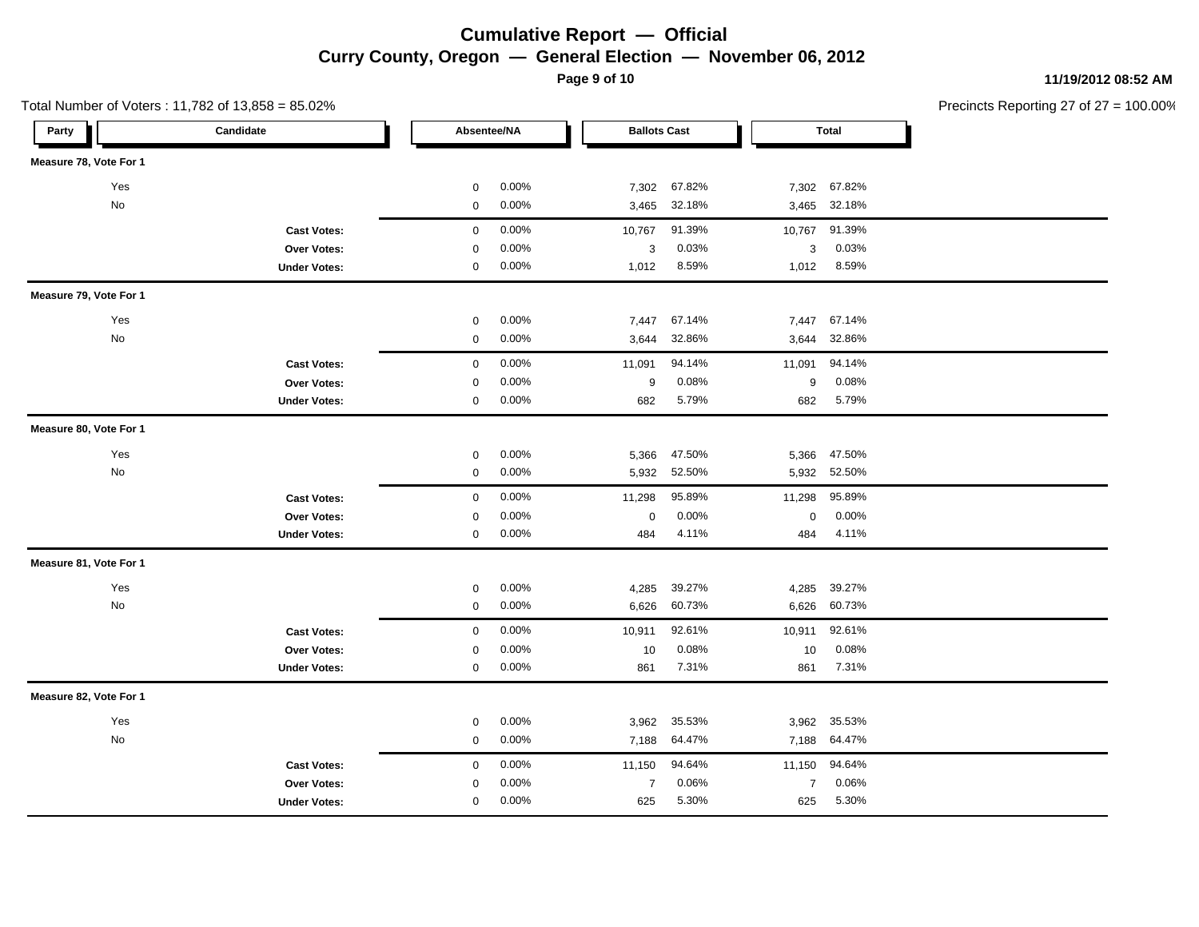# Cumulative Report — Official

## Curry County, Oregon — General Election — November 06, 2012

11/19/2012 08:52 AM

Total Number of Voters : 11,782 of 13,858 = 85.02%

Precincts Reporting 27 of 27 = 100.00%

| Party | Candidate | Absentee/NA | | Ballots Cast | | Total | |
|---|---|---|---|---|---|---|---|
| **Measure 78, Vote For 1** | | | | | | | |
| | Yes | 0 | 0.00% | 7,302 | 67.82% | 7,302 | 67.82% |
| | No | 0 | 0.00% | 3,465 | 32.18% | 3,465 | 32.18% |
| | **Cast Votes:** | 0 | 0.00% | 10,767 | 91.39% | 10,767 | 91.39% |
| | **Over Votes:** | 0 | 0.00% | 3 | 0.03% | 3 | 0.03% |
| | **Under Votes:** | 0 | 0.00% | 1,012 | 8.59% | 1,012 | 8.59% |
| **Measure 79, Vote For 1** | | | | | | | |
| | Yes | 0 | 0.00% | 7,447 | 67.14% | 7,447 | 67.14% |
| | No | 0 | 0.00% | 3,644 | 32.86% | 3,644 | 32.86% |
| | **Cast Votes:** | 0 | 0.00% | 11,091 | 94.14% | 11,091 | 94.14% |
| | **Over Votes:** | 0 | 0.00% | 9 | 0.08% | 9 | 0.08% |
| | **Under Votes:** | 0 | 0.00% | 682 | 5.79% | 682 | 5.79% |
| **Measure 80, Vote For 1** | | | | | | | |
| | Yes | 0 | 0.00% | 5,366 | 47.50% | 5,366 | 47.50% |
| | No | 0 | 0.00% | 5,932 | 52.50% | 5,932 | 52.50% |
| | **Cast Votes:** | 0 | 0.00% | 11,298 | 95.89% | 11,298 | 95.89% |
| | **Over Votes:** | 0 | 0.00% | 0 | 0.00% | 0 | 0.00% |
| | **Under Votes:** | 0 | 0.00% | 484 | 4.11% | 484 | 4.11% |
| **Measure 81, Vote For 1** | | | | | | | |
| | Yes | 0 | 0.00% | 4,285 | 39.27% | 4,285 | 39.27% |
| | No | 0 | 0.00% | 6,626 | 60.73% | 6,626 | 60.73% |
| | **Cast Votes:** | 0 | 0.00% | 10,911 | 92.61% | 10,911 | 92.61% |
| | **Over Votes:** | 0 | 0.00% | 10 | 0.08% | 10 | 0.08% |
| | **Under Votes:** | 0 | 0.00% | 861 | 7.31% | 861 | 7.31% |
| **Measure 82, Vote For 1** | | | | | | | |
| | Yes | 0 | 0.00% | 3,962 | 35.53% | 3,962 | 35.53% |
| | No | 0 | 0.00% | 7,188 | 64.47% | 7,188 | 64.47% |
| | **Cast Votes:** | 0 | 0.00% | 11,150 | 94.64% | 11,150 | 94.64% |
| | **Over Votes:** | 0 | 0.00% | 7 | 0.06% | 7 | 0.06% |
| | **Under Votes:** | 0 | 0.00% | 625 | 5.30% | 625 | 5.30% |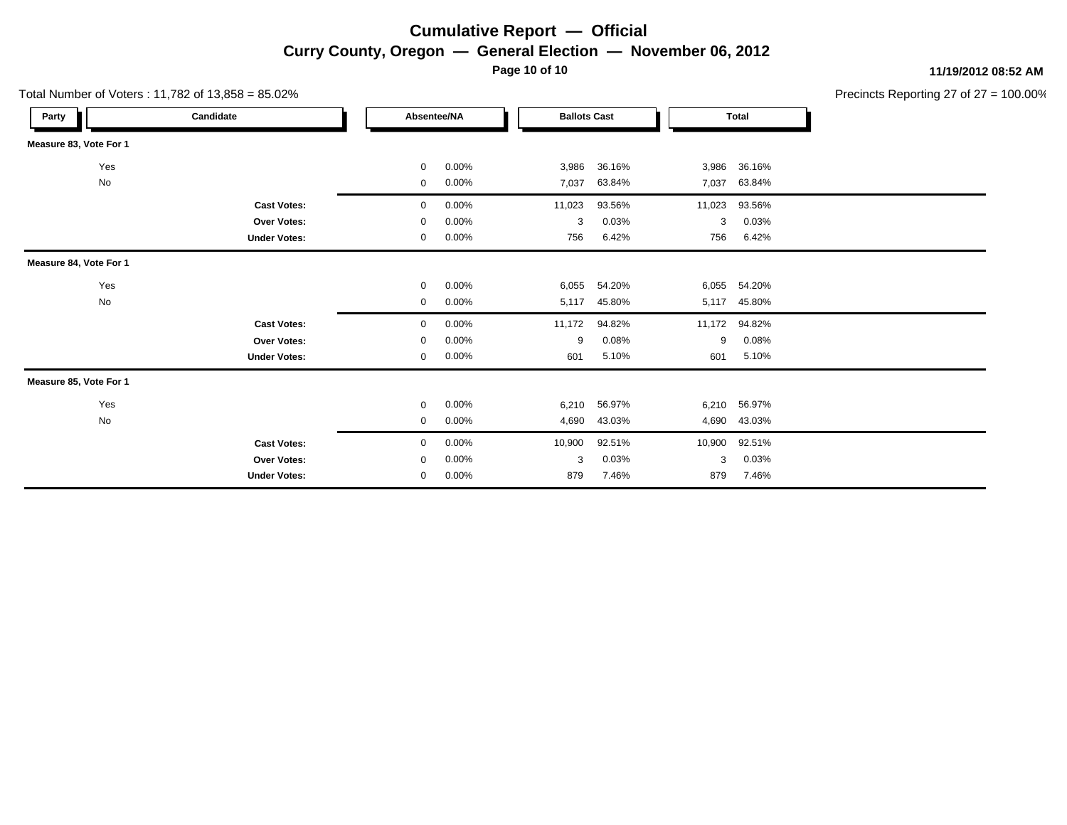# Cumulative Report — Official

## Curry County, Oregon — General Election — November 06, 2012

11/19/2012 08:52 AM

Total Number of Voters : 11,782 of 13,858 = 85.02%

Precincts Reporting 27 of 27 = 100.00%

| Party | Candidate | Absentee/NA | | Ballots Cast | | Total | |
|---|---|---|---|---|---|---|---|
| **Measure 83, Vote For 1** | | | | | | | |
| | Yes | 0 | 0.00% | 3,986 | 36.16% | 3,986 | 36.16% |
| | No | 0 | 0.00% | 7,037 | 63.84% | 7,037 | 63.84% |
| | **Cast Votes:** | 0 | 0.00% | 11,023 | 93.56% | 11,023 | 93.56% |
| | **Over Votes:** | 0 | 0.00% | 3 | 0.03% | 3 | 0.03% |
| | **Under Votes:** | 0 | 0.00% | 756 | 6.42% | 756 | 6.42% |
| **Measure 84, Vote For 1** | | | | | | | |
| | Yes | 0 | 0.00% | 6,055 | 54.20% | 6,055 | 54.20% |
| | No | 0 | 0.00% | 5,117 | 45.80% | 5,117 | 45.80% |
| | **Cast Votes:** | 0 | 0.00% | 11,172 | 94.82% | 11,172 | 94.82% |
| | **Over Votes:** | 0 | 0.00% | 9 | 0.08% | 9 | 0.08% |
| | **Under Votes:** | 0 | 0.00% | 601 | 5.10% | 601 | 5.10% |
| **Measure 85, Vote For 1** | | | | | | | |
| | Yes | 0 | 0.00% | 6,210 | 56.97% | 6,210 | 56.97% |
| | No | 0 | 0.00% | 4,690 | 43.03% | 4,690 | 43.03% |
| | **Cast Votes:** | 0 | 0.00% | 10,900 | 92.51% | 10,900 | 92.51% |
| | **Over Votes:** | 0 | 0.00% | 3 | 0.03% | 3 | 0.03% |
| | **Under Votes:** | 0 | 0.00% | 879 | 7.46% | 879 | 7.46% |